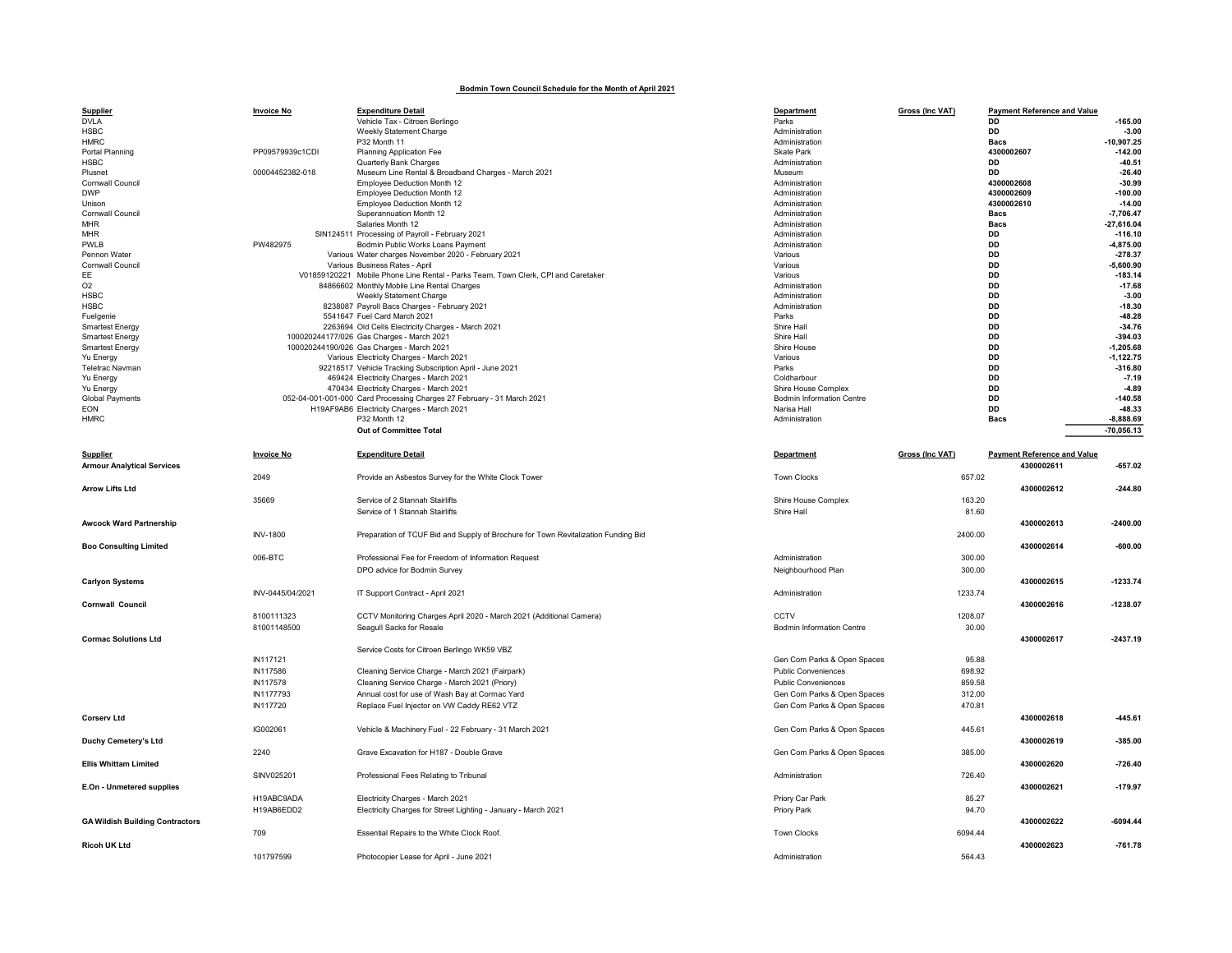**Bodmin Town Council Schedule for the Month of April 2021**

| Supplier | Invoice No | Expenditure Detail | Department | Gross (Inc VAT) | Payment Reference and Value | |
|---|---|---|---|---|---|---|
| DVLA | | Vehicle Tax - Citroen Berlingo | Parks | | DD | -165.00 |
| HSBC | | Weekly Statement Charge | Administration | | DD | -3.00 |
| HMRC | | P32 Month 11 | Administration | | Bacs | -10,907.25 |
| Portal Planning | PP09579939c1CDI | Planning Application Fee | Skate Park | | 4300002607 | -142.00 |
| HSBC | | Quarterly Bank Charges | Administration | | DD | -40.51 |
| Plusnet | 00004452382-018 | Museum Line Rental & Broadband Charges - March 2021 | Museum | | DD | -26.40 |
| Cornwall Council | | Employee Deduction Month 12 | Administration | | 4300002608 | -30.99 |
| DWP | | Employee Deduction Month 12 | Administration | | 4300002609 | -100.00 |
| Unison | | Employee Deduction Month 12 | Administration | | 4300002610 | -14.00 |
| Cornwall Council | | Superannuation Month 12 | Administration | | Bacs | -7,706.47 |
| MHR | | Salaries Month 12 | Administration | | Bacs | -27,616.04 |
| MHR | SIN124511 | Processing of Payroll - February 2021 | Administration | | DD | -116.10 |
| PWLB | PW482975 | Bodmin Public Works Loans Payment | Administration | | DD | -4,875.00 |
| Pennon Water | Various | Water charges November 2020 - February 2021 | Various | | DD | -278.37 |
| Cornwall Council | Various | Business Rates - April | Various | | DD | -5,600.90 |
| EE | V01859120221 | Mobile Phone Line Rental - Parks Team, Town Clerk, CPI and Caretaker | Various | | DD | -183.14 |
| O2 | 84866602 | Monthly Mobile Line Rental Charges | Administration | | DD | -17.68 |
| HSBC | | Weekly Statement Charge | Administration | | DD | -3.00 |
| HSBC | 8238087 | Payroll Bacs Charges - February 2021 | Administration | | DD | -18.30 |
| Fuelgenie | 5541647 | Fuel Card March 2021 | Parks | | DD | -48.28 |
| Smartest Energy | 2263694 | Old Cells Electricity Charges - March 2021 | Shire Hall | | DD | -34.76 |
| Smartest Energy | 100020244177/026 | Gas Charges - March 2021 | Shire Hall | | DD | -394.03 |
| Smartest Energy | 100020244190/026 | Gas Charges - March 2021 | Shire House | | DD | -1,205.68 |
| Yu Energy | Various | Electricity Charges - March 2021 | Various | | DD | -1,122.75 |
| Teletrac Navman | 92218517 | Vehicle Tracking Subscription April - June 2021 | Parks | | DD | -316.80 |
| Yu Energy | 469424 | Electricity Charges - March 2021 | Coldharbour | | DD | -7.19 |
| Yu Energy | 470434 | Electricity Charges - March 2021 | Shire House Complex | | DD | -4.89 |
| Global Payments | 052-04-001-001-000 | Card Processing Charges 27 February - 31 March 2021 | Bodmin Information Centre | | DD | -140.58 |
| EON | H19AF9AB6 | Electricity Charges - March 2021 | Narisa Hall | | DD | -48.33 |
| HMRC | | P32 Month 12 | Administration | | Bacs | -8,888.69 |
| | | **Out of Committee Total** | | | | -70,056.13 |

| Supplier | Invoice No | Expenditure Detail | Department | Gross (Inc VAT) | Payment Reference and Value | |
|---|---|---|---|---|---|---|
| **Armour Analytical Services** | | | | | 4300002611 | -657.02 |
| | 2049 | Provide an Asbestos Survey for the White Clock Tower | Town Clocks | 657.02 | | |
| **Arrow Lifts Ltd** | | | | | 4300002612 | -244.80 |
| | 35669 | Service of 2 Stannah Stairlifts | Shire House Complex | 163.20 | | |
| | | Service of 1 Stannah Stairlifts | Shire Hall | 81.60 | | |
| **Awcock Ward Partnership** | | | | | 4300002613 | -2400.00 |
| | INV-1800 | Preparation of TCUF Bid and Supply of Brochure for Town Revitalization Funding Bid | | 2400.00 | | |
| **Boo Consulting Limited** | | | | | 4300002614 | -600.00 |
| | 006-BTC | Professional Fee for Freedom of Information Request | Administration | 300.00 | | |
| | | DPO advice for Bodmin Survey | Neighbourhood Plan | 300.00 | | |
| **Carlyon Systems** | | | | | 4300002615 | -1233.74 |
| | INV-0445/04/2021 | IT Support Contract - April 2021 | Administration | 1233.74 | | |
| **Cornwall Council** | | | | | 4300002616 | -1238.07 |
| | 8100111323 | CCTV Monitoring Charges April 2020 - March 2021 (Additional Camera) | CCTV | 1208.07 | | |
| | 81001148500 | Seagull Sacks for Resale | Bodmin Information Centre | 30.00 | | |
| **Cormac Solutions Ltd** | | | | | 4300002617 | -2437.19 |
| | | Service Costs for Citroen Berlingo WK59 VBZ | | | | |
| | IN117121 | | Gen Com Parks & Open Spaces | 95.88 | | |
| | IN117586 | Cleaning Service Charge - March 2021 (Fairpark) | Public Conveniences | 698.92 | | |
| | IN117578 | Cleaning Service Charge - March 2021 (Priory) | Public Conveniences | 859.58 | | |
| | IN1177793 | Annual cost for use of Wash Bay at Cormac Yard | Gen Com Parks & Open Spaces | 312.00 | | |
| | IN117720 | Replace Fuel Injector on VW Caddy RE62 VTZ | Gen Com Parks & Open Spaces | 470.81 | | |
| **Corserv Ltd** | | | | | 4300002618 | -445.61 |
| | IG002061 | Vehicle & Machinery Fuel - 22 February - 31 March 2021 | Gen Com Parks & Open Spaces | 445.61 | | |
| **Duchy Cemetery's Ltd** | | | | | 4300002619 | -385.00 |
| | 2240 | Grave Excavation for H187 - Double Grave | Gen Com Parks & Open Spaces | 385.00 | | |
| **Ellis Whittam Limited** | | | | | 4300002620 | -726.40 |
| | SINV025201 | Professional Fees Relating to Tribunal | Administration | 726.40 | | |
| **E.On - Unmetered supplies** | | | | | 4300002621 | -179.97 |
| | H19ABC9ADA | Electricity Charges - March 2021 | Priory Car Park | 85.27 | | |
| | H19AB6EDD2 | Electricity Charges for Street Lighting - January - March 2021 | Priory Park | 94.70 | | |
| **GA Wildish Building Contractors** | | | | | 4300002622 | -6094.44 |
| | 709 | Essential Repairs to the White Clock Roof. | Town Clocks | 6094.44 | | |
| **Ricoh UK Ltd** | | | | | 4300002623 | -761.78 |
| | 101797599 | Photocopier Lease for April - June 2021 | Administration | 564.43 | | |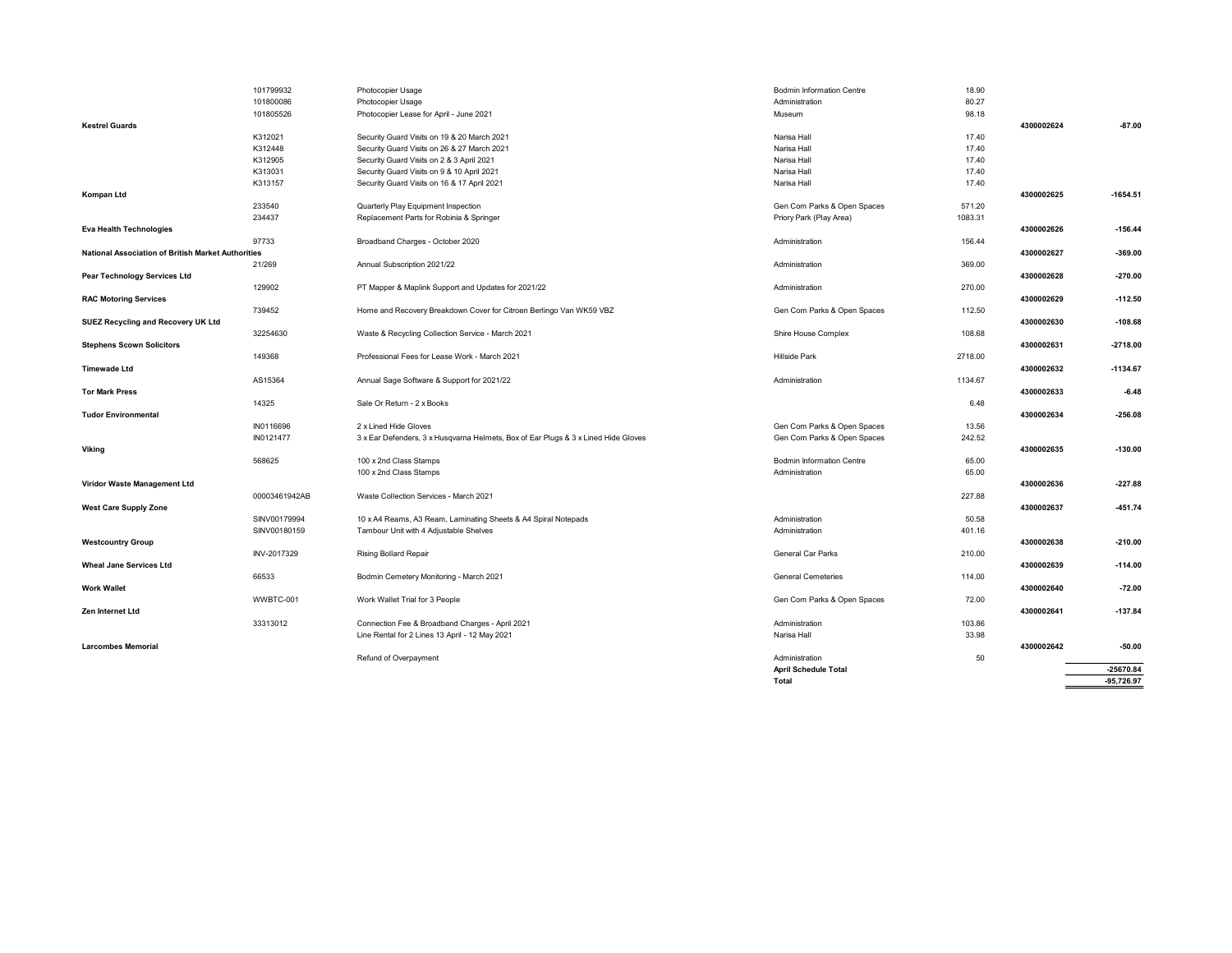| | | | | | | |
|---|---|---|---|---|---|---|
| | 101799932 | Photocopier Usage | Bodmin Information Centre | 18.90 | | |
| | 101800086 | Photocopier Usage | Administration | 80.27 | | |
| | 101805526 | Photocopier Lease for April - June 2021 | Museum | 98.18 | | |
| **Kestrel Guards** | | | | | **4300002624** | **-87.00** |
| | K312021 | Security Guard Visits on 19 & 20 March 2021 | Narisa Hall | 17.40 | | |
| | K312448 | Security Guard Visits on 26 & 27 March 2021 | Narisa Hall | 17.40 | | |
| | K312905 | Security Guard Visits on 2 & 3 April 2021 | Narisa Hall | 17.40 | | |
| | K313031 | Security Guard Visits on 9 & 10 April 2021 | Narisa Hall | 17.40 | | |
| | K313157 | Security Guard Visits on 16 & 17 April 2021 | Narisa Hall | 17.40 | | |
| **Kompan Ltd** | | | | | **4300002625** | **-1654.51** |
| | 233540 | Quarterly Play Equipment Inspection | Gen Com Parks & Open Spaces | 571.20 | | |
| | 234437 | Replacement Parts for Robinia & Springer | Priory Park (Play Area) | 1083.31 | | |
| **Eva Health Technologies** | | | | | **4300002626** | **-156.44** |
| | 97733 | Broadband Charges - October 2020 | Administration | 156.44 | | |
| **National Association of British Market Authorities** | | | | | **4300002627** | **-369.00** |
| | 21/269 | Annual Subscription 2021/22 | Administration | 369.00 | | |
| **Pear Technology Services Ltd** | | | | | **4300002628** | **-270.00** |
| | 129902 | PT Mapper & Maplink Support and Updates for 2021/22 | Administration | 270.00 | | |
| **RAC Motoring Services** | | | | | **4300002629** | **-112.50** |
| | 739452 | Home and Recovery Breakdown Cover for Citroen Berlingo Van WK59 VBZ | Gen Com Parks & Open Spaces | 112.50 | | |
| **SUEZ Recycling and Recovery UK Ltd** | | | | | **4300002630** | **-108.68** |
| | 32254630 | Waste & Recycling Collection Service - March 2021 | Shire House Complex | 108.68 | | |
| **Stephens Scown Solicitors** | | | | | **4300002631** | **-2718.00** |
| | 149368 | Professional Fees for Lease Work - March 2021 | Hillside Park | 2718.00 | | |
| **Timewade Ltd** | | | | | **4300002632** | **-1134.67** |
| | AS15364 | Annual Sage Software & Support for 2021/22 | Administration | 1134.67 | | |
| **Tor Mark Press** | | | | | **4300002633** | **-6.48** |
| | 14325 | Sale Or Return - 2 x Books | | 6.48 | | |
| **Tudor Environmental** | | | | | **4300002634** | **-256.08** |
| | IN0116696 | 2 x Lined Hide Gloves | Gen Com Parks & Open Spaces | 13.56 | | |
| | IN0121477 | 3 x Ear Defenders, 3 x Husqvarna Helmets, Box of Ear Plugs & 3 x Lined Hide Gloves | Gen Com Parks & Open Spaces | 242.52 | | |
| **Viking** | | | | | **4300002635** | **-130.00** |
| | 568625 | 100 x 2nd Class Stamps | Bodmin Information Centre | 65.00 | | |
| | | 100 x 2nd Class Stamps | Administration | 65.00 | | |
| **Viridor Waste Management Ltd** | | | | | **4300002636** | **-227.88** |
| | 00003461942AB | Waste Collection Services - March 2021 | | 227.88 | | |
| **West Care Supply Zone** | | | | | **4300002637** | **-451.74** |
| | SINV00179994 | 10 x A4 Reams, A3 Ream, Laminating Sheets & A4 Spiral Notepads | Administration | 50.58 | | |
| | SINV00180159 | Tambour Unit with 4 Adjustable Shelves | Administration | 401.16 | | |
| **Westcountry Group** | | | | | **4300002638** | **-210.00** |
| | INV-2017329 | Rising Bollard Repair | General Car Parks | 210.00 | | |
| **Wheal Jane Services Ltd** | | | | | **4300002639** | **-114.00** |
| | 66533 | Bodmin Cemetery Monitoring - March 2021 | General Cemeteries | 114.00 | | |
| **Work Wallet** | | | | | **4300002640** | **-72.00** |
| | WWBTC-001 | Work Wallet Trial for 3 People | Gen Com Parks & Open Spaces | 72.00 | | |
| **Zen Internet Ltd** | | | | | **4300002641** | **-137.84** |
| | 33313012 | Connection Fee & Broadband Charges - April 2021 | Administration | 103.86 | | |
| | | Line Rental for 2 Lines 13 April - 12 May 2021 | Narisa Hall | 33.98 | | |
| **Larcombes Memorial** | | | | | **4300002642** | **-50.00** |
| | | Refund of Overpayment | Administration | 50 | | |
| | | | **April Schedule Total** | | | **-25670.84** |
| | | | **Total** | | | **-95,726.97** |